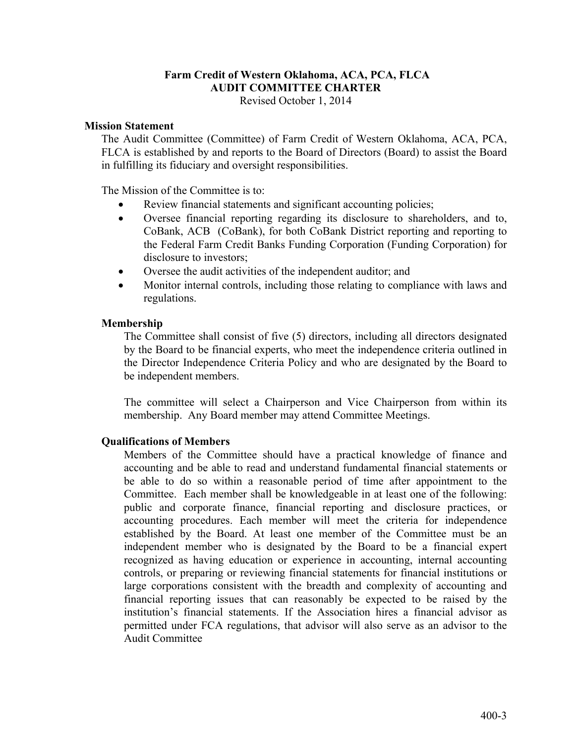# Farm Credit of Western Oklahoma, ACA, PCA, FLCA
## AUDIT COMMITTEE CHARTER
Revised October 1, 2014

### Mission Statement

The Audit Committee (Committee) of Farm Credit of Western Oklahoma, ACA, PCA, FLCA is established by and reports to the Board of Directors (Board) to assist the Board in fulfilling its fiduciary and oversight responsibilities.

The Mission of the Committee is to:

- Review financial statements and significant accounting policies;
- Oversee financial reporting regarding its disclosure to shareholders, and to, CoBank, ACB (CoBank), for both CoBank District reporting and reporting to the Federal Farm Credit Banks Funding Corporation (Funding Corporation) for disclosure to investors;
- Oversee the audit activities of the independent auditor; and
- Monitor internal controls, including those relating to compliance with laws and regulations.

### Membership

The Committee shall consist of five (5) directors, including all directors designated by the Board to be financial experts, who meet the independence criteria outlined in the Director Independence Criteria Policy and who are designated by the Board to be independent members.

The committee will select a Chairperson and Vice Chairperson from within its membership. Any Board member may attend Committee Meetings.

### Qualifications of Members

Members of the Committee should have a practical knowledge of finance and accounting and be able to read and understand fundamental financial statements or be able to do so within a reasonable period of time after appointment to the Committee. Each member shall be knowledgeable in at least one of the following: public and corporate finance, financial reporting and disclosure practices, or accounting procedures. Each member will meet the criteria for independence established by the Board. At least one member of the Committee must be an independent member who is designated by the Board to be a financial expert recognized as having education or experience in accounting, internal accounting controls, or preparing or reviewing financial statements for financial institutions or large corporations consistent with the breadth and complexity of accounting and financial reporting issues that can reasonably be expected to be raised by the institution's financial statements. If the Association hires a financial advisor as permitted under FCA regulations, that advisor will also serve as an advisor to the Audit Committee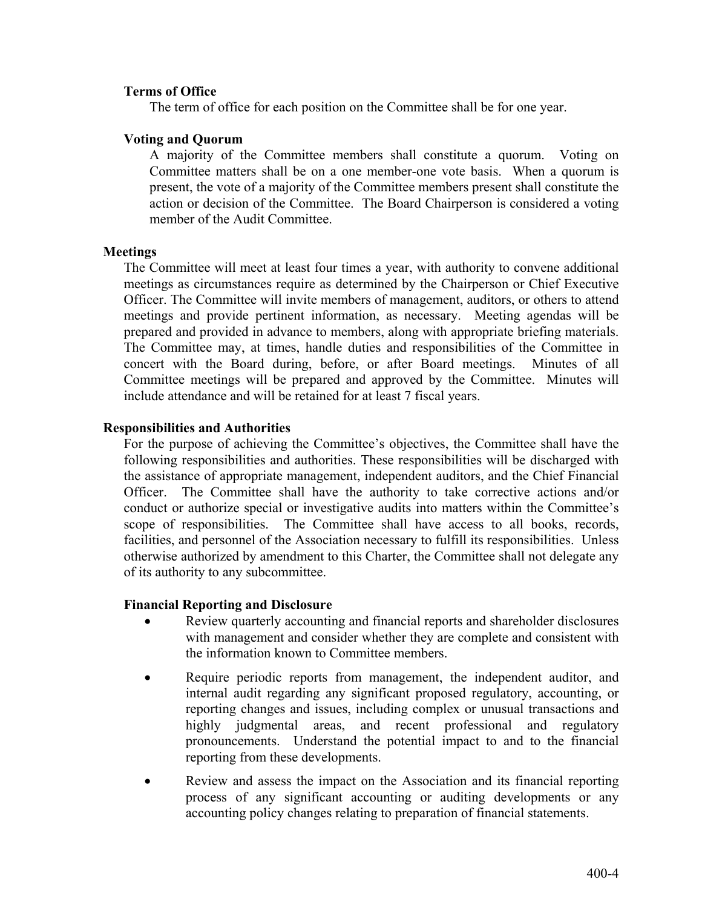### Terms of Office

The term of office for each position on the Committee shall be for one year.

### Voting and Quorum

A majority of the Committee members shall constitute a quorum. Voting on Committee matters shall be on a one member-one vote basis. When a quorum is present, the vote of a majority of the Committee members present shall constitute the action or decision of the Committee. The Board Chairperson is considered a voting member of the Audit Committee.

## Meetings

The Committee will meet at least four times a year, with authority to convene additional meetings as circumstances require as determined by the Chairperson or Chief Executive Officer. The Committee will invite members of management, auditors, or others to attend meetings and provide pertinent information, as necessary. Meeting agendas will be prepared and provided in advance to members, along with appropriate briefing materials. The Committee may, at times, handle duties and responsibilities of the Committee in concert with the Board during, before, or after Board meetings. Minutes of all Committee meetings will be prepared and approved by the Committee. Minutes will include attendance and will be retained for at least 7 fiscal years.

## Responsibilities and Authorities

For the purpose of achieving the Committee's objectives, the Committee shall have the following responsibilities and authorities. These responsibilities will be discharged with the assistance of appropriate management, independent auditors, and the Chief Financial Officer. The Committee shall have the authority to take corrective actions and/or conduct or authorize special or investigative audits into matters within the Committee's scope of responsibilities. The Committee shall have access to all books, records, facilities, and personnel of the Association necessary to fulfill its responsibilities. Unless otherwise authorized by amendment to this Charter, the Committee shall not delegate any of its authority to any subcommittee.

### Financial Reporting and Disclosure

- Review quarterly accounting and financial reports and shareholder disclosures with management and consider whether they are complete and consistent with the information known to Committee members.
- Require periodic reports from management, the independent auditor, and internal audit regarding any significant proposed regulatory, accounting, or reporting changes and issues, including complex or unusual transactions and highly judgmental areas, and recent professional and regulatory pronouncements. Understand the potential impact to and to the financial reporting from these developments.
- Review and assess the impact on the Association and its financial reporting process of any significant accounting or auditing developments or any accounting policy changes relating to preparation of financial statements.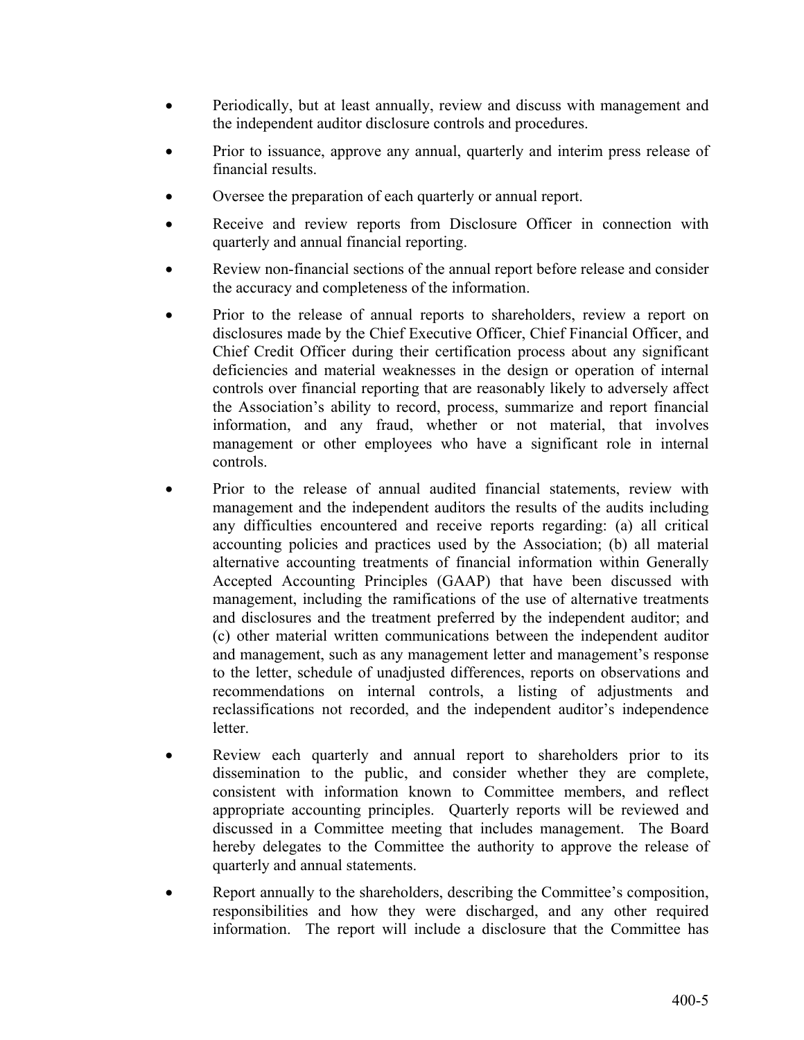- Periodically, but at least annually, review and discuss with management and the independent auditor disclosure controls and procedures.
- Prior to issuance, approve any annual, quarterly and interim press release of financial results.
- Oversee the preparation of each quarterly or annual report.
- Receive and review reports from Disclosure Officer in connection with quarterly and annual financial reporting.
- Review non-financial sections of the annual report before release and consider the accuracy and completeness of the information.
- Prior to the release of annual reports to shareholders, review a report on disclosures made by the Chief Executive Officer, Chief Financial Officer, and Chief Credit Officer during their certification process about any significant deficiencies and material weaknesses in the design or operation of internal controls over financial reporting that are reasonably likely to adversely affect the Association's ability to record, process, summarize and report financial information, and any fraud, whether or not material, that involves management or other employees who have a significant role in internal controls.
- Prior to the release of annual audited financial statements, review with management and the independent auditors the results of the audits including any difficulties encountered and receive reports regarding: (a) all critical accounting policies and practices used by the Association; (b) all material alternative accounting treatments of financial information within Generally Accepted Accounting Principles (GAAP) that have been discussed with management, including the ramifications of the use of alternative treatments and disclosures and the treatment preferred by the independent auditor; and (c) other material written communications between the independent auditor and management, such as any management letter and management's response to the letter, schedule of unadjusted differences, reports on observations and recommendations on internal controls, a listing of adjustments and reclassifications not recorded, and the independent auditor's independence letter.
- Review each quarterly and annual report to shareholders prior to its dissemination to the public, and consider whether they are complete, consistent with information known to Committee members, and reflect appropriate accounting principles. Quarterly reports will be reviewed and discussed in a Committee meeting that includes management. The Board hereby delegates to the Committee the authority to approve the release of quarterly and annual statements.
- Report annually to the shareholders, describing the Committee's composition, responsibilities and how they were discharged, and any other required information. The report will include a disclosure that the Committee has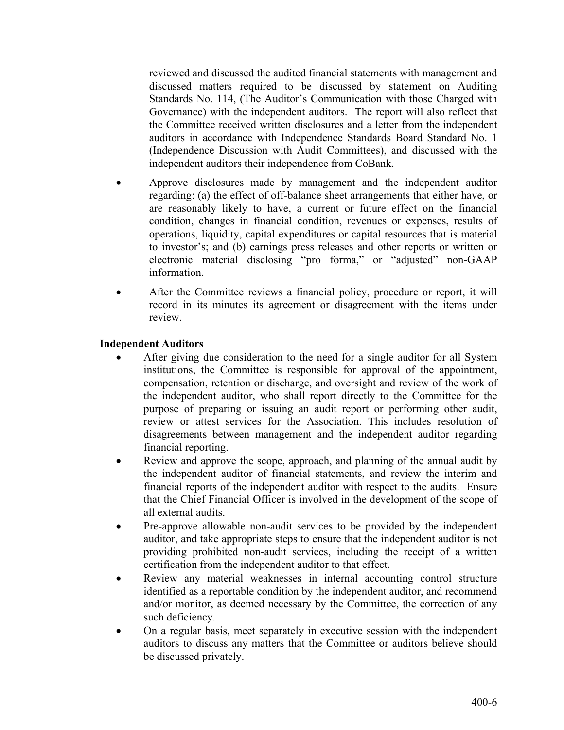reviewed and discussed the audited financial statements with management and discussed matters required to be discussed by statement on Auditing Standards No. 114, (The Auditor's Communication with those Charged with Governance) with the independent auditors. The report will also reflect that the Committee received written disclosures and a letter from the independent auditors in accordance with Independence Standards Board Standard No. 1 (Independence Discussion with Audit Committees), and discussed with the independent auditors their independence from CoBank.

- Approve disclosures made by management and the independent auditor regarding: (a) the effect of off-balance sheet arrangements that either have, or are reasonably likely to have, a current or future effect on the financial condition, changes in financial condition, revenues or expenses, results of operations, liquidity, capital expenditures or capital resources that is material to investor's; and (b) earnings press releases and other reports or written or electronic material disclosing "pro forma," or "adjusted" non-GAAP information.
- After the Committee reviews a financial policy, procedure or report, it will record in its minutes its agreement or disagreement with the items under review.

**Independent Auditors**

- After giving due consideration to the need for a single auditor for all System institutions, the Committee is responsible for approval of the appointment, compensation, retention or discharge, and oversight and review of the work of the independent auditor, who shall report directly to the Committee for the purpose of preparing or issuing an audit report or performing other audit, review or attest services for the Association. This includes resolution of disagreements between management and the independent auditor regarding financial reporting.
- Review and approve the scope, approach, and planning of the annual audit by the independent auditor of financial statements, and review the interim and financial reports of the independent auditor with respect to the audits. Ensure that the Chief Financial Officer is involved in the development of the scope of all external audits.
- Pre-approve allowable non-audit services to be provided by the independent auditor, and take appropriate steps to ensure that the independent auditor is not providing prohibited non-audit services, including the receipt of a written certification from the independent auditor to that effect.
- Review any material weaknesses in internal accounting control structure identified as a reportable condition by the independent auditor, and recommend and/or monitor, as deemed necessary by the Committee, the correction of any such deficiency.
- On a regular basis, meet separately in executive session with the independent auditors to discuss any matters that the Committee or auditors believe should be discussed privately.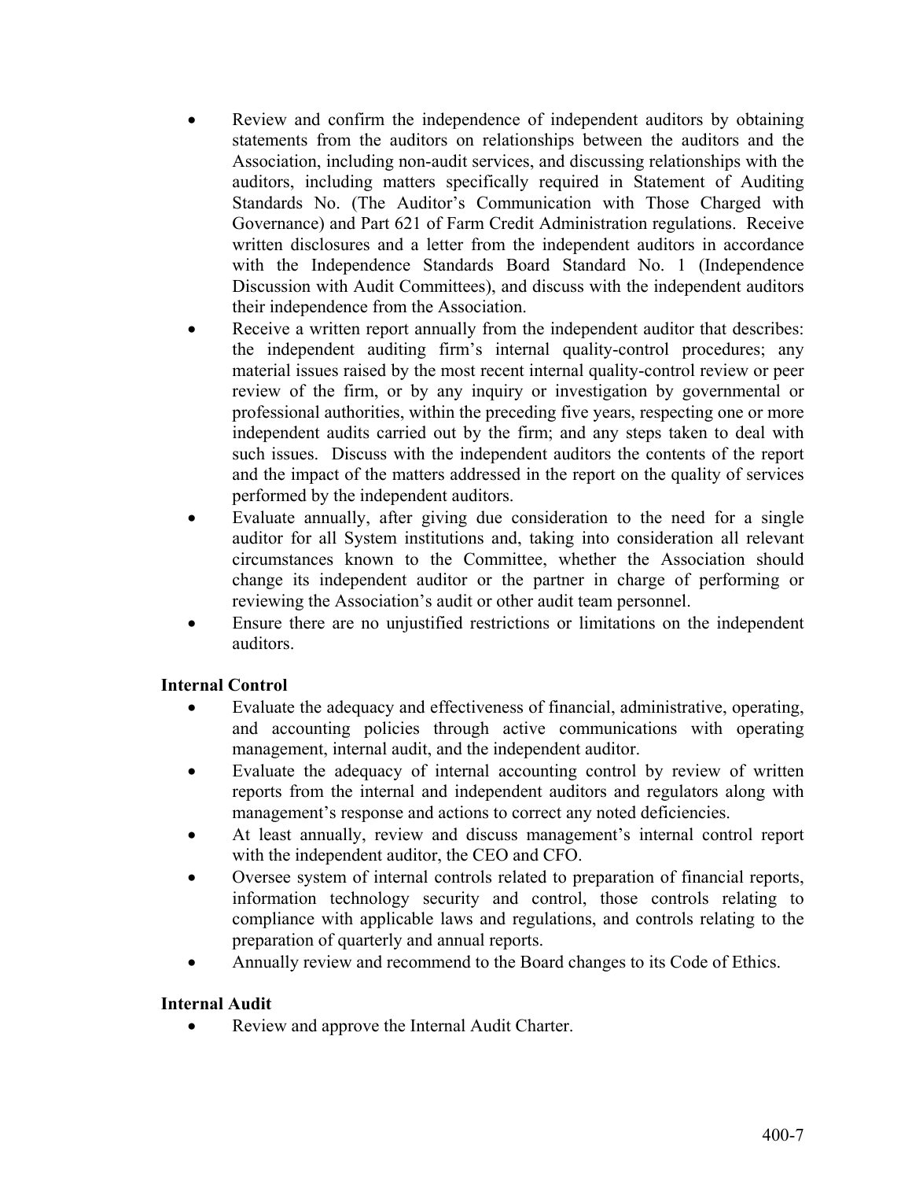- Review and confirm the independence of independent auditors by obtaining statements from the auditors on relationships between the auditors and the Association, including non-audit services, and discussing relationships with the auditors, including matters specifically required in Statement of Auditing Standards No. (The Auditor's Communication with Those Charged with Governance) and Part 621 of Farm Credit Administration regulations. Receive written disclosures and a letter from the independent auditors in accordance with the Independence Standards Board Standard No. 1 (Independence Discussion with Audit Committees), and discuss with the independent auditors their independence from the Association.
- Receive a written report annually from the independent auditor that describes: the independent auditing firm's internal quality-control procedures; any material issues raised by the most recent internal quality-control review or peer review of the firm, or by any inquiry or investigation by governmental or professional authorities, within the preceding five years, respecting one or more independent audits carried out by the firm; and any steps taken to deal with such issues. Discuss with the independent auditors the contents of the report and the impact of the matters addressed in the report on the quality of services performed by the independent auditors.
- Evaluate annually, after giving due consideration to the need for a single auditor for all System institutions and, taking into consideration all relevant circumstances known to the Committee, whether the Association should change its independent auditor or the partner in charge of performing or reviewing the Association's audit or other audit team personnel.
- Ensure there are no unjustified restrictions or limitations on the independent auditors.

**Internal Control**

- Evaluate the adequacy and effectiveness of financial, administrative, operating, and accounting policies through active communications with operating management, internal audit, and the independent auditor.
- Evaluate the adequacy of internal accounting control by review of written reports from the internal and independent auditors and regulators along with management's response and actions to correct any noted deficiencies.
- At least annually, review and discuss management's internal control report with the independent auditor, the CEO and CFO.
- Oversee system of internal controls related to preparation of financial reports, information technology security and control, those controls relating to compliance with applicable laws and regulations, and controls relating to the preparation of quarterly and annual reports.
- Annually review and recommend to the Board changes to its Code of Ethics.

**Internal Audit**

- Review and approve the Internal Audit Charter.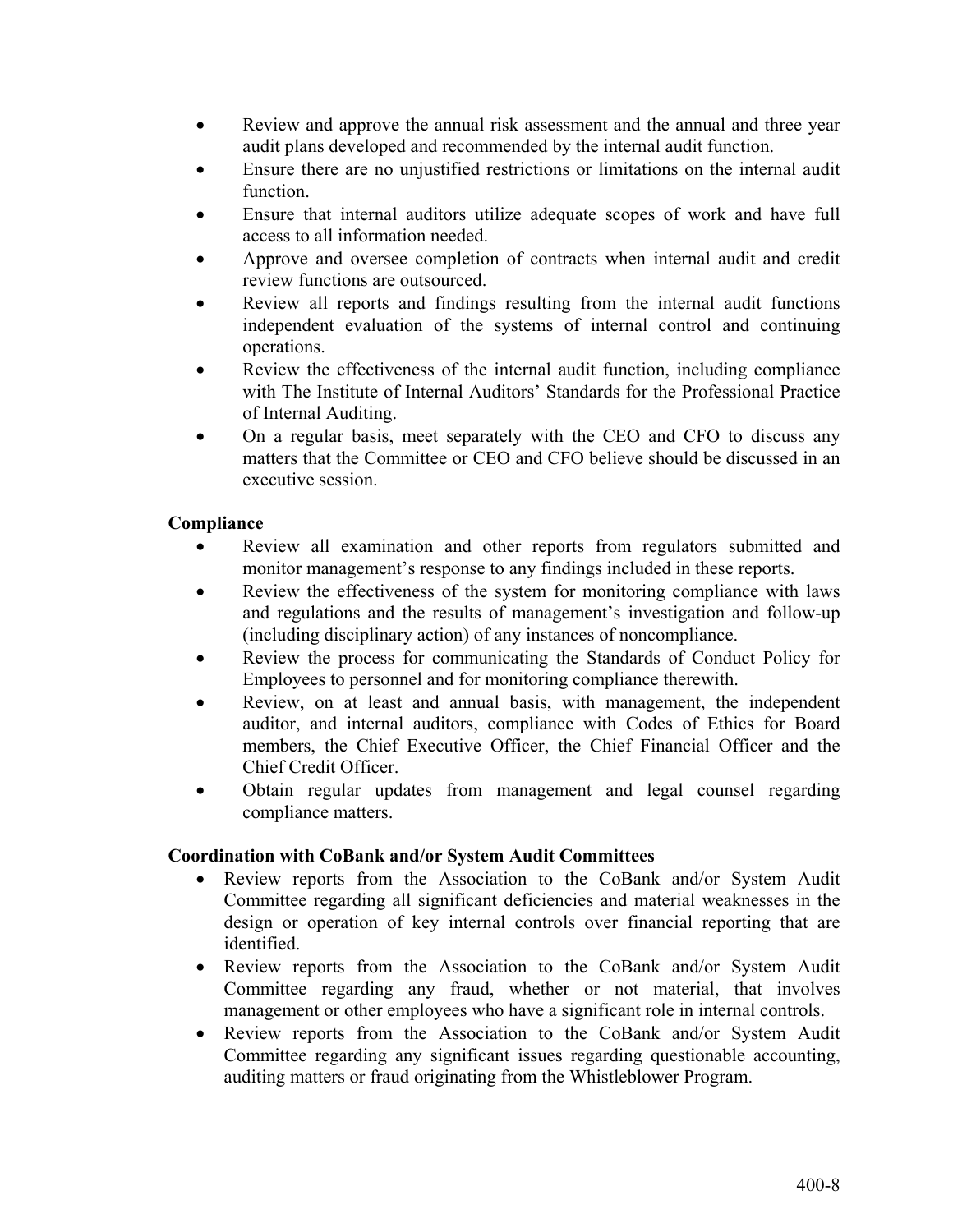- Review and approve the annual risk assessment and the annual and three year audit plans developed and recommended by the internal audit function.
- Ensure there are no unjustified restrictions or limitations on the internal audit function.
- Ensure that internal auditors utilize adequate scopes of work and have full access to all information needed.
- Approve and oversee completion of contracts when internal audit and credit review functions are outsourced.
- Review all reports and findings resulting from the internal audit functions independent evaluation of the systems of internal control and continuing operations.
- Review the effectiveness of the internal audit function, including compliance with The Institute of Internal Auditors' Standards for the Professional Practice of Internal Auditing.
- On a regular basis, meet separately with the CEO and CFO to discuss any matters that the Committee or CEO and CFO believe should be discussed in an executive session.

**Compliance**

- Review all examination and other reports from regulators submitted and monitor management's response to any findings included in these reports.
- Review the effectiveness of the system for monitoring compliance with laws and regulations and the results of management's investigation and follow-up (including disciplinary action) of any instances of noncompliance.
- Review the process for communicating the Standards of Conduct Policy for Employees to personnel and for monitoring compliance therewith.
- Review, on at least and annual basis, with management, the independent auditor, and internal auditors, compliance with Codes of Ethics for Board members, the Chief Executive Officer, the Chief Financial Officer and the Chief Credit Officer.
- Obtain regular updates from management and legal counsel regarding compliance matters.

**Coordination with CoBank and/or System Audit Committees**

- Review reports from the Association to the CoBank and/or System Audit Committee regarding all significant deficiencies and material weaknesses in the design or operation of key internal controls over financial reporting that are identified.
- Review reports from the Association to the CoBank and/or System Audit Committee regarding any fraud, whether or not material, that involves management or other employees who have a significant role in internal controls.
- Review reports from the Association to the CoBank and/or System Audit Committee regarding any significant issues regarding questionable accounting, auditing matters or fraud originating from the Whistleblower Program.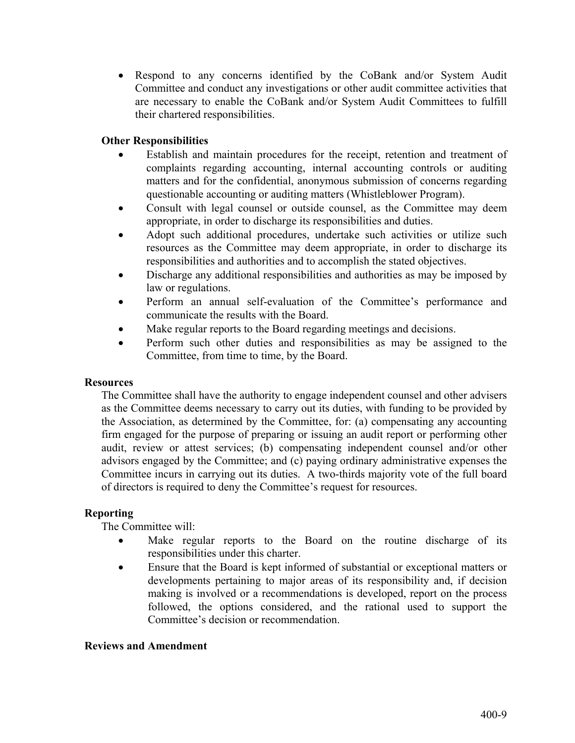- Respond to any concerns identified by the CoBank and/or System Audit Committee and conduct any investigations or other audit committee activities that are necessary to enable the CoBank and/or System Audit Committees to fulfill their chartered responsibilities.

**Other Responsibilities**

- Establish and maintain procedures for the receipt, retention and treatment of complaints regarding accounting, internal accounting controls or auditing matters and for the confidential, anonymous submission of concerns regarding questionable accounting or auditing matters (Whistleblower Program).
- Consult with legal counsel or outside counsel, as the Committee may deem appropriate, in order to discharge its responsibilities and duties.
- Adopt such additional procedures, undertake such activities or utilize such resources as the Committee may deem appropriate, in order to discharge its responsibilities and authorities and to accomplish the stated objectives.
- Discharge any additional responsibilities and authorities as may be imposed by law or regulations.
- Perform an annual self-evaluation of the Committee's performance and communicate the results with the Board.
- Make regular reports to the Board regarding meetings and decisions.
- Perform such other duties and responsibilities as may be assigned to the Committee, from time to time, by the Board.

**Resources**

The Committee shall have the authority to engage independent counsel and other advisers as the Committee deems necessary to carry out its duties, with funding to be provided by the Association, as determined by the Committee, for: (a) compensating any accounting firm engaged for the purpose of preparing or issuing an audit report or performing other audit, review or attest services; (b) compensating independent counsel and/or other advisors engaged by the Committee; and (c) paying ordinary administrative expenses the Committee incurs in carrying out its duties. A two-thirds majority vote of the full board of directors is required to deny the Committee's request for resources.

**Reporting**

The Committee will:

- Make regular reports to the Board on the routine discharge of its responsibilities under this charter.
- Ensure that the Board is kept informed of substantial or exceptional matters or developments pertaining to major areas of its responsibility and, if decision making is involved or a recommendations is developed, report on the process followed, the options considered, and the rational used to support the Committee's decision or recommendation.

**Reviews and Amendment**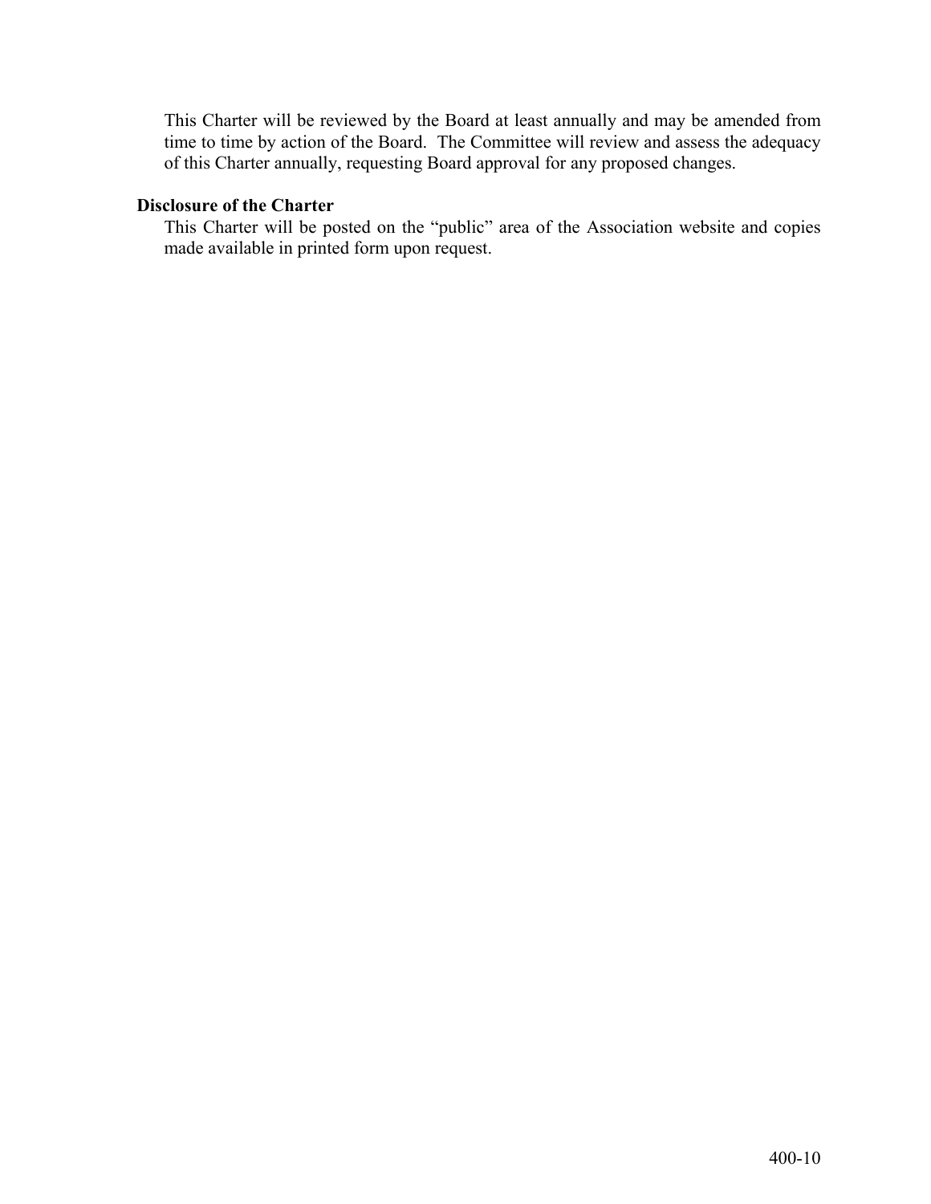This Charter will be reviewed by the Board at least annually and may be amended from time to time by action of the Board. The Committee will review and assess the adequacy of this Charter annually, requesting Board approval for any proposed changes.

**Disclosure of the Charter**

This Charter will be posted on the "public" area of the Association website and copies made available in printed form upon request.